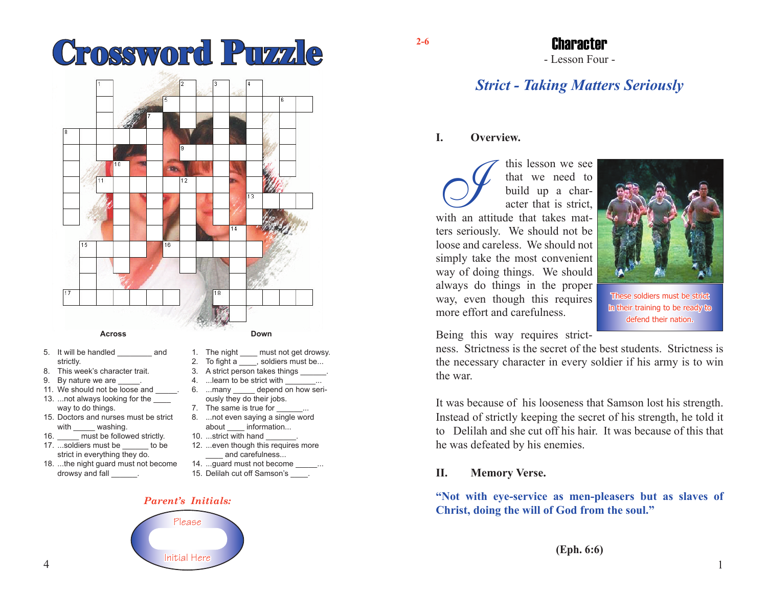# Crossword Puzzle

**Across**

5. It will be handled ________ and strictly.
8. This week's character trait.
9. By nature we are _____.
11. We should not be loose and _____.
13. ...not always looking for the ____ way to do things.
15. Doctors and nurses must be strict with _____ washing.
16. _____ must be followed strictly.
17. ...soldiers must be ______ to be strict in everything they do.
18. ...the night guard must not become drowsy and fall ______.

**Down**

1. The night ____ must not get drowsy.
2. To fight a ____, soldiers must be...
3. A strict person takes things ______.
4. ...learn to be strict with ________...
6. ...many _____ depend on how seriously they do their jobs.
7. The same is true for _______...
8. ...not even saying a single word about ____ information...
10. ...strict with hand _______.
12. ...even though this requires more ____ and carefulness...
14. ...guard must not become _____...
15. Delilah cut off Samson's ____.

*Parent's Initials:*

Please

Initial Here

2-6

# Character

- Lesson Four -

## *Strict - Taking Matters Seriously*

### I. Overview.

In this lesson we see that we need to build up a character that is strict, with an attitude that takes matters seriously. We should not be loose and careless. We should not simply take the most convenient way of doing things. We should always do things in the proper way, even though this requires more effort and carefulness.

These soldiers must be strict in their training to be ready to defend their nation.

Being this way requires strictness. Strictness is the secret of the best students. Strictness is the necessary character in every soldier if his army is to win the war.

It was because of his looseness that Samson lost his strength. Instead of strictly keeping the secret of his strength, he told it to Delilah and she cut off his hair. It was because of this that he was defeated by his enemies.

### II. Memory Verse.

**"Not with eye-service as men-pleasers but as slaves of Christ, doing the will of God from the soul."**

**(Eph. 6:6)**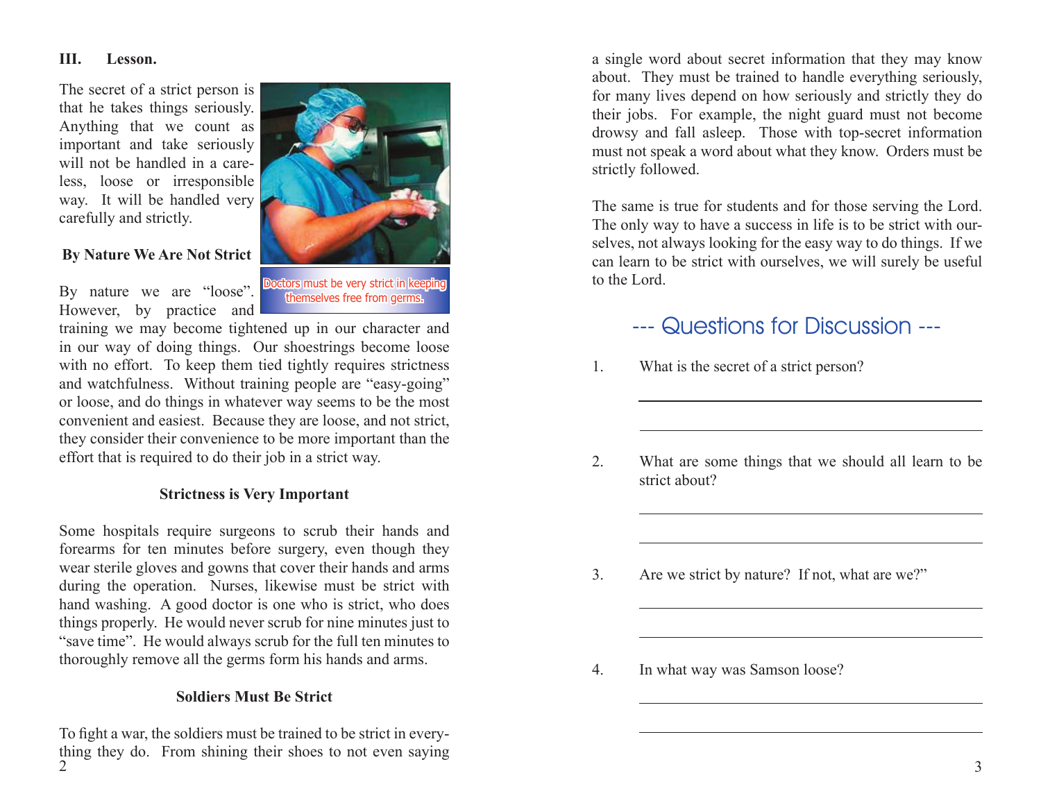### III. Lesson.

The secret of a strict person is that he takes things seriously. Anything that we count as important and take seriously will not be handled in a careless, loose or irresponsible way. It will be handled very carefully and strictly.

Doctors must be very strict in keeping themselves free from germs.

#### By Nature We Are Not Strict

By nature we are "loose". However, by practice and training we may become tightened up in our character and in our way of doing things. Our shoestrings become loose with no effort. To keep them tied tightly requires strictness and watchfulness. Without training people are "easy-going" or loose, and do things in whatever way seems to be the most convenient and easiest. Because they are loose, and not strict, they consider their convenience to be more important than the effort that is required to do their job in a strict way.

#### Strictness is Very Important

Some hospitals require surgeons to scrub their hands and forearms for ten minutes before surgery, even though they wear sterile gloves and gowns that cover their hands and arms during the operation. Nurses, likewise must be strict with hand washing. A good doctor is one who is strict, who does things properly. He would never scrub for nine minutes just to "save time". He would always scrub for the full ten minutes to thoroughly remove all the germs form his hands and arms.

#### Soldiers Must Be Strict

To fight a war, the soldiers must be trained to be strict in everything they do. From shining their shoes to not even saying a single word about secret information that they may know about. They must be trained to handle everything seriously, for many lives depend on how seriously and strictly they do their jobs. For example, the night guard must not become drowsy and fall asleep. Those with top-secret information must not speak a word about what they know. Orders must be strictly followed.

The same is true for students and for those serving the Lord. The only way to have a success in life is to be strict with ourselves, not always looking for the easy way to do things. If we can learn to be strict with ourselves, we will surely be useful to the Lord.

## --- Questions for Discussion ---

1. What is the secret of a strict person?

\_\_\_\_\_\_\_\_\_\_\_\_\_\_\_\_\_\_\_\_\_\_\_\_\_\_\_\_\_\_\_\_\_\_\_\_\_\_\_\_

\_\_\_\_\_\_\_\_\_\_\_\_\_\_\_\_\_\_\_\_\_\_\_\_\_\_\_\_\_\_\_\_\_\_\_\_\_\_\_\_

2. What are some things that we should all learn to be strict about?

\_\_\_\_\_\_\_\_\_\_\_\_\_\_\_\_\_\_\_\_\_\_\_\_\_\_\_\_\_\_\_\_\_\_\_\_\_\_\_\_

\_\_\_\_\_\_\_\_\_\_\_\_\_\_\_\_\_\_\_\_\_\_\_\_\_\_\_\_\_\_\_\_\_\_\_\_\_\_\_\_

3. Are we strict by nature? If not, what are we?"

\_\_\_\_\_\_\_\_\_\_\_\_\_\_\_\_\_\_\_\_\_\_\_\_\_\_\_\_\_\_\_\_\_\_\_\_\_\_\_\_

\_\_\_\_\_\_\_\_\_\_\_\_\_\_\_\_\_\_\_\_\_\_\_\_\_\_\_\_\_\_\_\_\_\_\_\_\_\_\_\_

4. In what way was Samson loose?

\_\_\_\_\_\_\_\_\_\_\_\_\_\_\_\_\_\_\_\_\_\_\_\_\_\_\_\_\_\_\_\_\_\_\_\_\_\_\_\_

\_\_\_\_\_\_\_\_\_\_\_\_\_\_\_\_\_\_\_\_\_\_\_\_\_\_\_\_\_\_\_\_\_\_\_\_\_\_\_\_